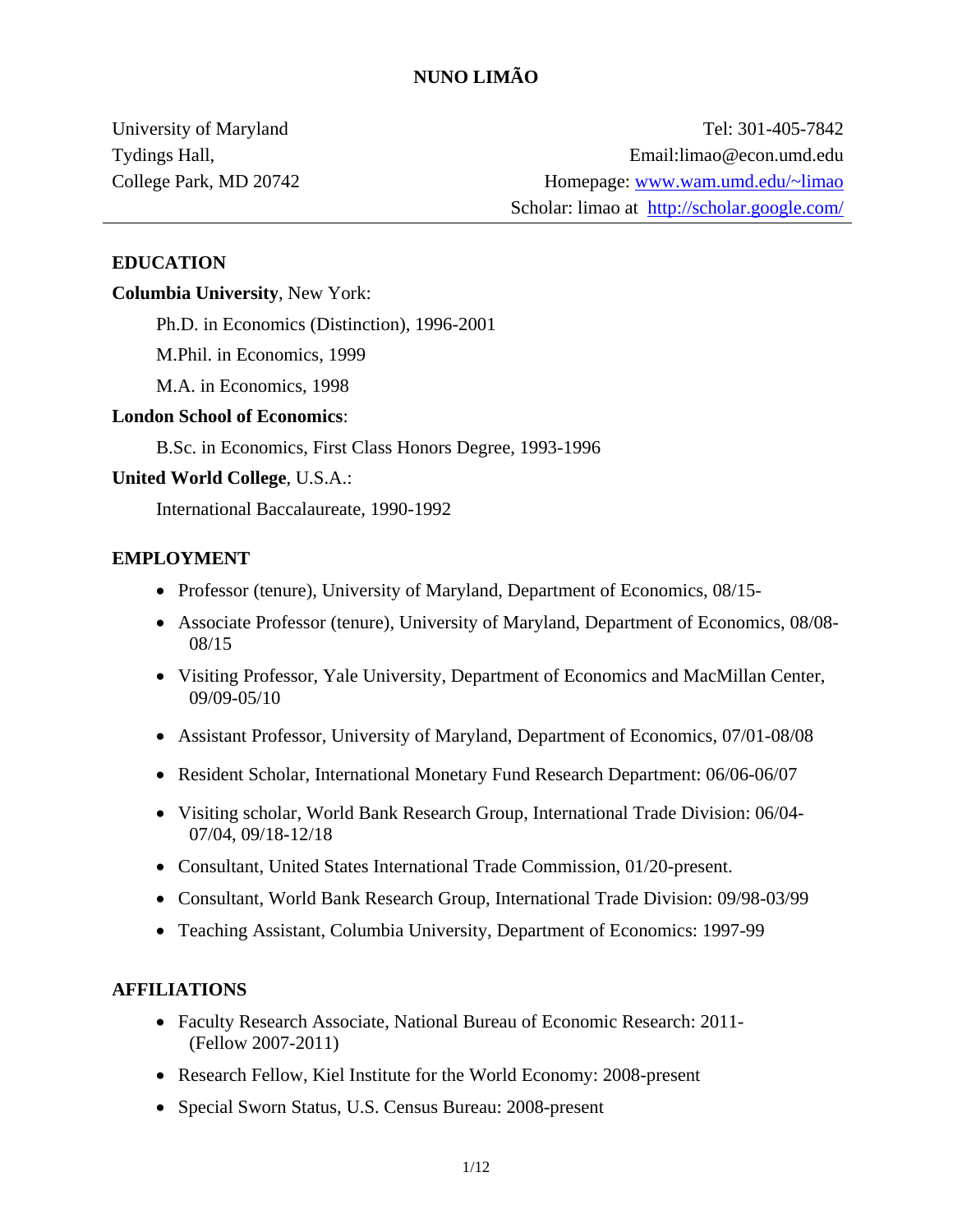# NUNO LIMÃO

University of Maryland
Tydings Hall,
College Park, MD 20742

Tel: 301-405-7842
Email:limao@econ.umd.edu
Homepage: [www.wam.umd.edu/~limao](www.wam.umd.edu/~limao)
Scholar: limao at [http://scholar.google.com/](http://scholar.google.com/)

---

## EDUCATION

**Columbia University**, New York:

Ph.D. in Economics (Distinction), 1996-2001

M.Phil. in Economics, 1999

M.A. in Economics, 1998

**London School of Economics**:

B.Sc. in Economics, First Class Honors Degree, 1993-1996

**United World College**, U.S.A.:

International Baccalaureate, 1990-1992

## EMPLOYMENT

- Professor (tenure), University of Maryland, Department of Economics, 08/15-
- Associate Professor (tenure), University of Maryland, Department of Economics, 08/08-08/15
- Visiting Professor, Yale University, Department of Economics and MacMillan Center, 09/09-05/10
- Assistant Professor, University of Maryland, Department of Economics, 07/01-08/08
- Resident Scholar, International Monetary Fund Research Department: 06/06-06/07
- Visiting scholar, World Bank Research Group, International Trade Division: 06/04-07/04, 09/18-12/18
- Consultant, United States International Trade Commission, 01/20-present.
- Consultant, World Bank Research Group, International Trade Division: 09/98-03/99
- Teaching Assistant, Columbia University, Department of Economics: 1997-99

## AFFILIATIONS

- Faculty Research Associate, National Bureau of Economic Research: 2011- (Fellow 2007-2011)
- Research Fellow, Kiel Institute for the World Economy: 2008-present
- Special Sworn Status, U.S. Census Bureau: 2008-present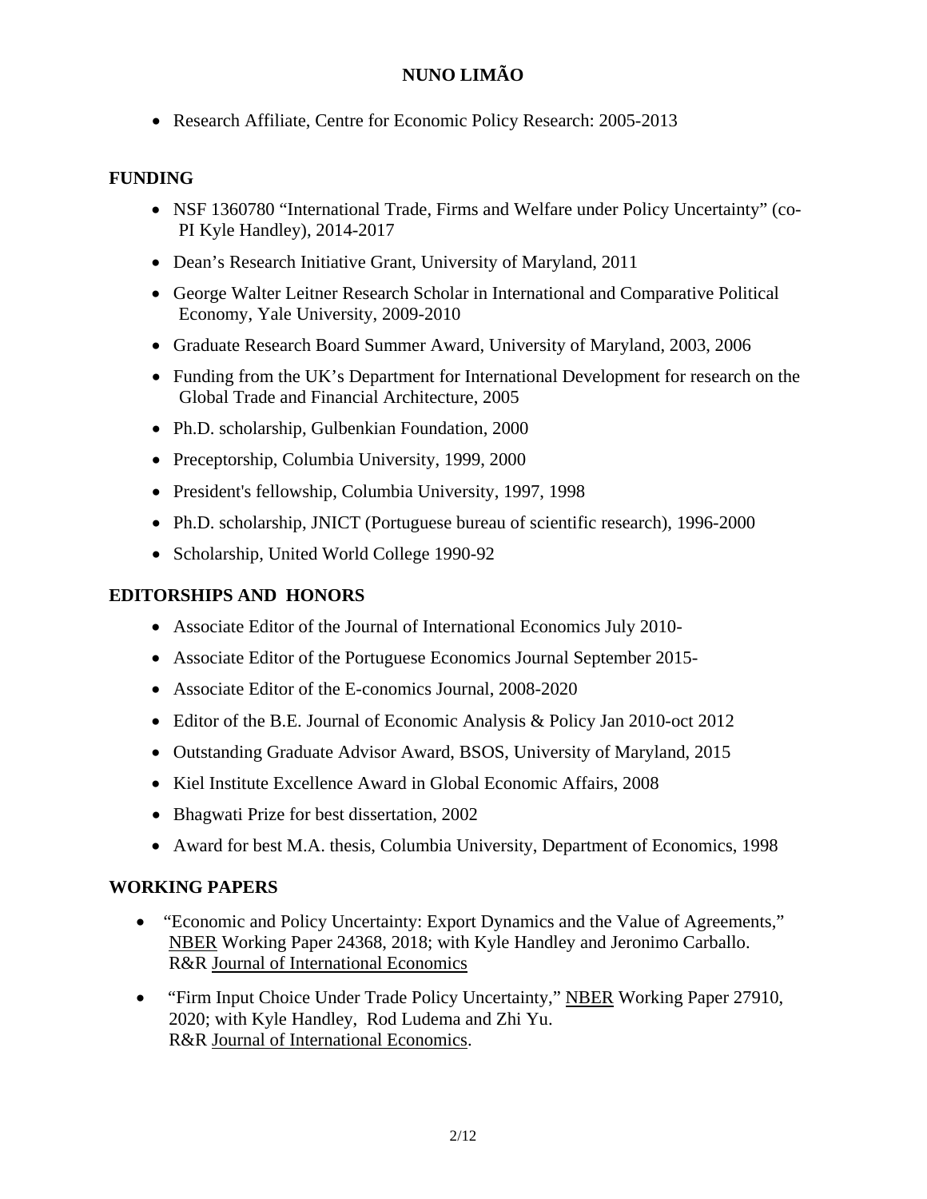- Research Affiliate, Centre for Economic Policy Research: 2005-2013

## FUNDING

- NSF 1360780 "International Trade, Firms and Welfare under Policy Uncertainty" (co-PI Kyle Handley), 2014-2017
- Dean's Research Initiative Grant, University of Maryland, 2011
- George Walter Leitner Research Scholar in International and Comparative Political Economy, Yale University, 2009-2010
- Graduate Research Board Summer Award, University of Maryland, 2003, 2006
- Funding from the UK's Department for International Development for research on the Global Trade and Financial Architecture, 2005
- Ph.D. scholarship, Gulbenkian Foundation, 2000
- Preceptorship, Columbia University, 1999, 2000
- President's fellowship, Columbia University, 1997, 1998
- Ph.D. scholarship, JNICT (Portuguese bureau of scientific research), 1996-2000
- Scholarship, United World College 1990-92

## EDITORSHIPS AND HONORS

- Associate Editor of the Journal of International Economics July 2010-
- Associate Editor of the Portuguese Economics Journal September 2015-
- Associate Editor of the E-conomics Journal, 2008-2020
- Editor of the B.E. Journal of Economic Analysis & Policy Jan 2010-oct 2012
- Outstanding Graduate Advisor Award, BSOS, University of Maryland, 2015
- Kiel Institute Excellence Award in Global Economic Affairs, 2008
- Bhagwati Prize for best dissertation, 2002
- Award for best M.A. thesis, Columbia University, Department of Economics, 1998

## WORKING PAPERS

- "Economic and Policy Uncertainty: Export Dynamics and the Value of Agreements," NBER Working Paper 24368, 2018; with Kyle Handley and Jeronimo Carballo. R&R Journal of International Economics
- "Firm Input Choice Under Trade Policy Uncertainty," NBER Working Paper 27910, 2020; with Kyle Handley, Rod Ludema and Zhi Yu. R&R Journal of International Economics.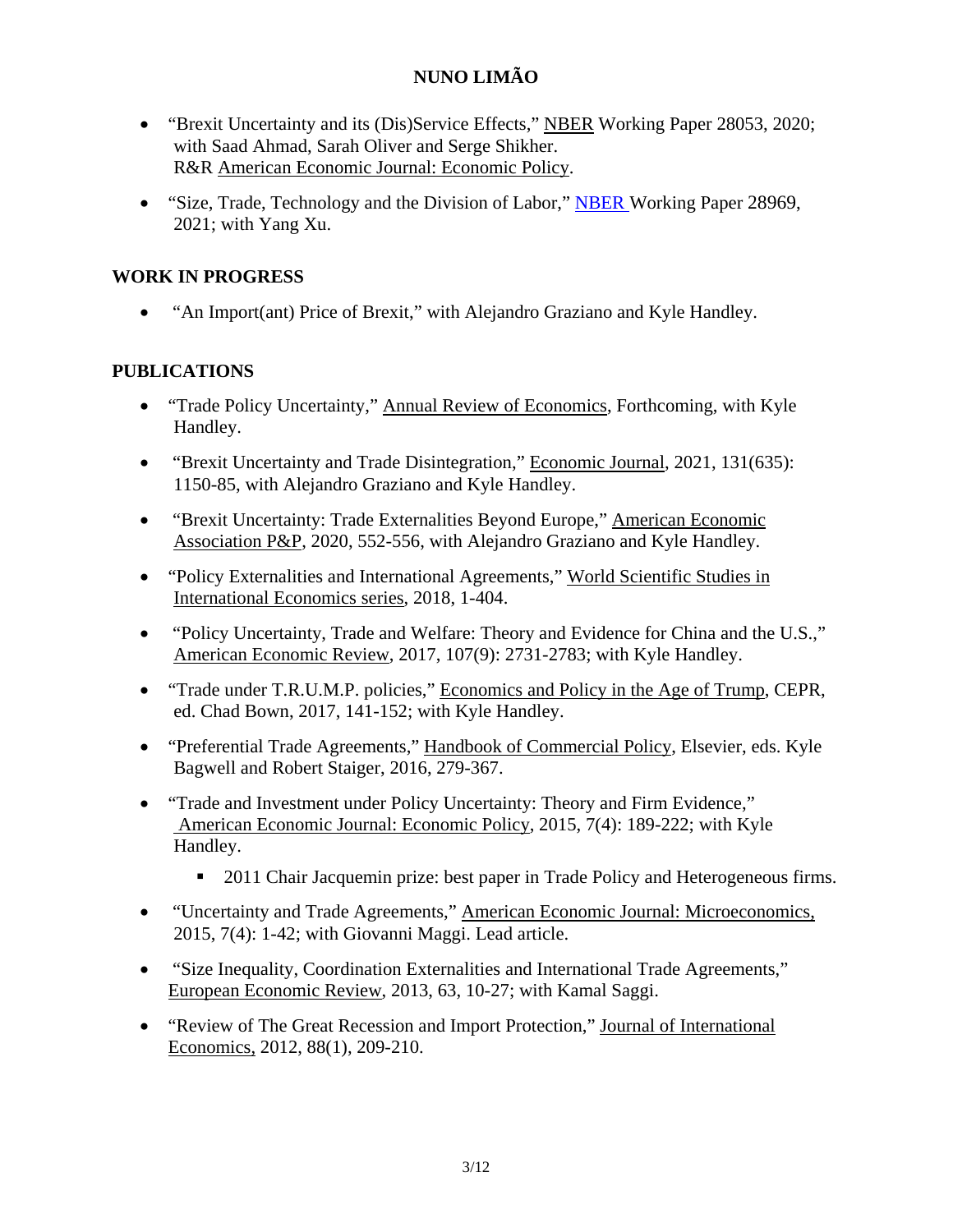- "Brexit Uncertainty and its (Dis)Service Effects," NBER Working Paper 28053, 2020; with Saad Ahmad, Sarah Oliver and Serge Shikher. R&R American Economic Journal: Economic Policy.

- "Size, Trade, Technology and the Division of Labor," NBER Working Paper 28969, 2021; with Yang Xu.

## WORK IN PROGRESS

- "An Import(ant) Price of Brexit," with Alejandro Graziano and Kyle Handley.

## PUBLICATIONS

- "Trade Policy Uncertainty," Annual Review of Economics, Forthcoming, with Kyle Handley.

- "Brexit Uncertainty and Trade Disintegration," Economic Journal, 2021, 131(635): 1150-85, with Alejandro Graziano and Kyle Handley.

- "Brexit Uncertainty: Trade Externalities Beyond Europe," American Economic Association P&P, 2020, 552-556, with Alejandro Graziano and Kyle Handley.

- "Policy Externalities and International Agreements," World Scientific Studies in International Economics series, 2018, 1-404.

- "Policy Uncertainty, Trade and Welfare: Theory and Evidence for China and the U.S.," American Economic Review, 2017, 107(9): 2731-2783; with Kyle Handley.

- "Trade under T.R.U.M.P. policies," Economics and Policy in the Age of Trump, CEPR, ed. Chad Bown, 2017, 141-152; with Kyle Handley.

- "Preferential Trade Agreements," Handbook of Commercial Policy, Elsevier, eds. Kyle Bagwell and Robert Staiger, 2016, 279-367.

- "Trade and Investment under Policy Uncertainty: Theory and Firm Evidence," American Economic Journal: Economic Policy, 2015, 7(4): 189-222; with Kyle Handley.
  - 2011 Chair Jacquemin prize: best paper in Trade Policy and Heterogeneous firms.

- "Uncertainty and Trade Agreements," American Economic Journal: Microeconomics, 2015, 7(4): 1-42; with Giovanni Maggi. Lead article.

- "Size Inequality, Coordination Externalities and International Trade Agreements," European Economic Review, 2013, 63, 10-27; with Kamal Saggi.

- "Review of The Great Recession and Import Protection," Journal of International Economics, 2012, 88(1), 209-210.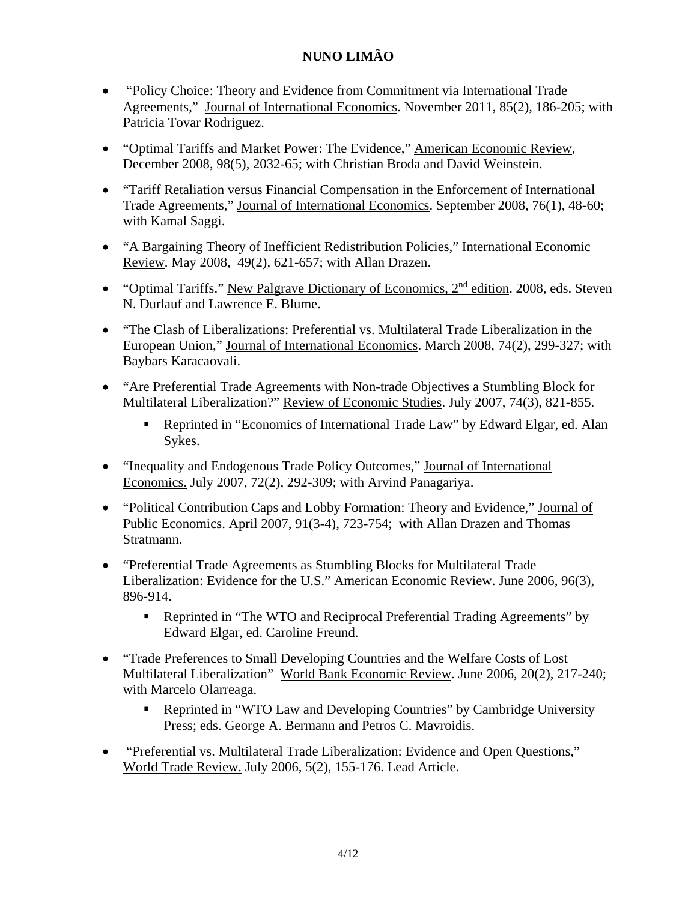**NUNO LIMÃO**

- "Policy Choice: Theory and Evidence from Commitment via International Trade Agreements," Journal of International Economics. November 2011, 85(2), 186-205; with Patricia Tovar Rodriguez.

- "Optimal Tariffs and Market Power: The Evidence," American Economic Review, December 2008, 98(5), 2032-65; with Christian Broda and David Weinstein.

- "Tariff Retaliation versus Financial Compensation in the Enforcement of International Trade Agreements," Journal of International Economics. September 2008, 76(1), 48-60; with Kamal Saggi.

- "A Bargaining Theory of Inefficient Redistribution Policies," International Economic Review. May 2008, 49(2), 621-657; with Allan Drazen.

- "Optimal Tariffs." New Palgrave Dictionary of Economics, 2nd edition. 2008, eds. Steven N. Durlauf and Lawrence E. Blume.

- "The Clash of Liberalizations: Preferential vs. Multilateral Trade Liberalization in the European Union," Journal of International Economics. March 2008, 74(2), 299-327; with Baybars Karacaovali.

- "Are Preferential Trade Agreements with Non-trade Objectives a Stumbling Block for Multilateral Liberalization?" Review of Economic Studies. July 2007, 74(3), 821-855.
  - Reprinted in "Economics of International Trade Law" by Edward Elgar, ed. Alan Sykes.

- "Inequality and Endogenous Trade Policy Outcomes," Journal of International Economics. July 2007, 72(2), 292-309; with Arvind Panagariya.

- "Political Contribution Caps and Lobby Formation: Theory and Evidence," Journal of Public Economics. April 2007, 91(3-4), 723-754; with Allan Drazen and Thomas Stratmann.

- "Preferential Trade Agreements as Stumbling Blocks for Multilateral Trade Liberalization: Evidence for the U.S." American Economic Review. June 2006, 96(3), 896-914.
  - Reprinted in "The WTO and Reciprocal Preferential Trading Agreements" by Edward Elgar, ed. Caroline Freund.

- "Trade Preferences to Small Developing Countries and the Welfare Costs of Lost Multilateral Liberalization" World Bank Economic Review. June 2006, 20(2), 217-240; with Marcelo Olarreaga.
  - Reprinted in "WTO Law and Developing Countries" by Cambridge University Press; eds. George A. Bermann and Petros C. Mavroidis.

- "Preferential vs. Multilateral Trade Liberalization: Evidence and Open Questions," World Trade Review. July 2006, 5(2), 155-176. Lead Article.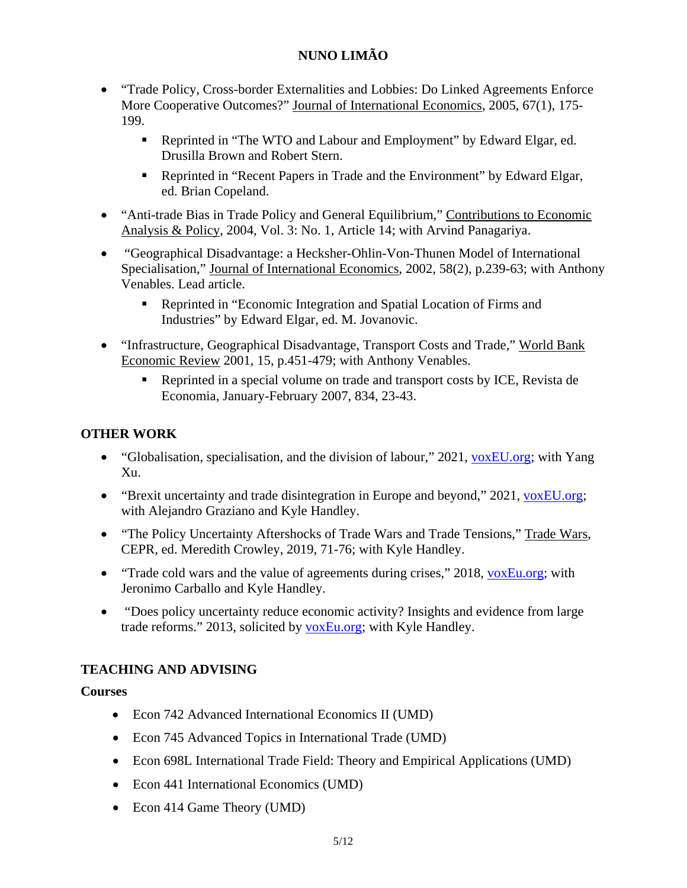- "Trade Policy, Cross-border Externalities and Lobbies: Do Linked Agreements Enforce More Cooperative Outcomes?" Journal of International Economics, 2005, 67(1), 175-199.
  - Reprinted in "The WTO and Labour and Employment" by Edward Elgar, ed. Drusilla Brown and Robert Stern.
  - Reprinted in "Recent Papers in Trade and the Environment" by Edward Elgar, ed. Brian Copeland.
- "Anti-trade Bias in Trade Policy and General Equilibrium," Contributions to Economic Analysis & Policy, 2004, Vol. 3: No. 1, Article 14; with Arvind Panagariya.
- "Geographical Disadvantage: a Heckscher-Ohlin-Von-Thunen Model of International Specialisation," Journal of International Economics, 2002, 58(2), p.239-63; with Anthony Venables. Lead article.
  - Reprinted in "Economic Integration and Spatial Location of Firms and Industries" by Edward Elgar, ed. M. Jovanovic.
- "Infrastructure, Geographical Disadvantage, Transport Costs and Trade," World Bank Economic Review 2001, 15, p.451-479; with Anthony Venables.
  - Reprinted in a special volume on trade and transport costs by ICE, Revista de Economia, January-February 2007, 834, 23-43.

## OTHER WORK

- "Globalisation, specialisation, and the division of labour," 2021, voxEU.org; with Yang Xu.
- "Brexit uncertainty and trade disintegration in Europe and beyond," 2021, voxEU.org; with Alejandro Graziano and Kyle Handley.
- "The Policy Uncertainty Aftershocks of Trade Wars and Trade Tensions," Trade Wars, CEPR, ed. Meredith Crowley, 2019, 71-76; with Kyle Handley.
- "Trade cold wars and the value of agreements during crises," 2018, voxEu.org; with Jeronimo Carballo and Kyle Handley.
- "Does policy uncertainty reduce economic activity? Insights and evidence from large trade reforms." 2013, solicited by voxEu.org; with Kyle Handley.

## TEACHING AND ADVISING

### Courses

- Econ 742 Advanced International Economics II (UMD)
- Econ 745 Advanced Topics in International Trade (UMD)
- Econ 698L International Trade Field: Theory and Empirical Applications (UMD)
- Econ 441 International Economics (UMD)
- Econ 414 Game Theory (UMD)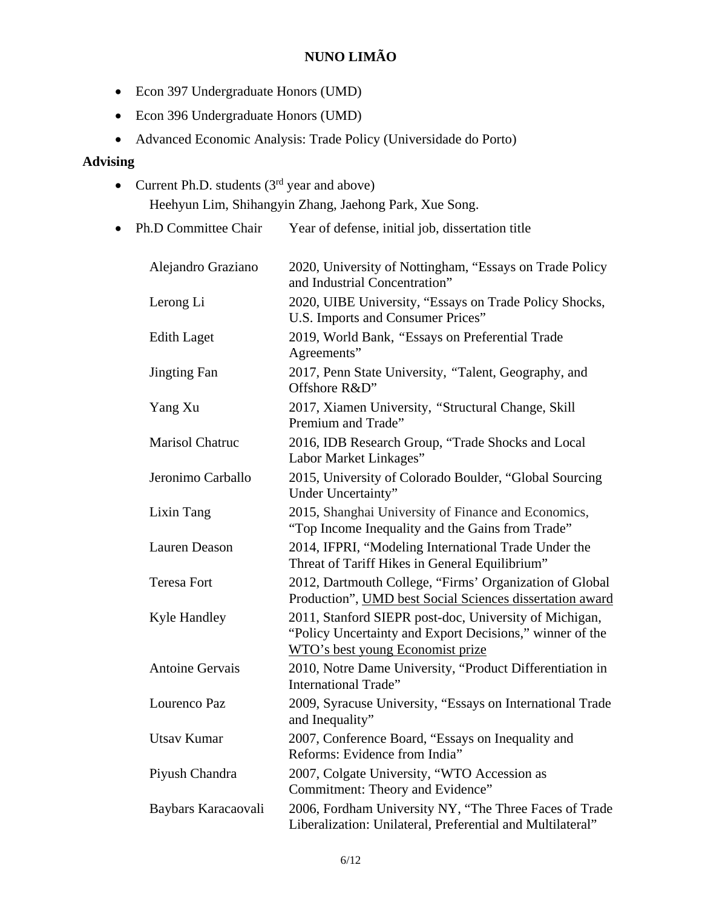- Econ 397 Undergraduate Honors (UMD)
- Econ 396 Undergraduate Honors (UMD)
- Advanced Economic Analysis: Trade Policy (Universidade do Porto)

## Advising

- Current Ph.D. students (3rd year and above)
  Heehyun Lim, Shihangyin Zhang, Jaehong Park, Xue Song.
- Ph.D Committee Chair — Year of defense, initial job, dissertation title

| Ph.D Committee Chair | Year of defense, initial job, dissertation title |
|---|---|
| Alejandro Graziano | 2020, University of Nottingham, "Essays on Trade Policy and Industrial Concentration" |
| Lerong Li | 2020, UIBE University, "Essays on Trade Policy Shocks, U.S. Imports and Consumer Prices" |
| Edith Laget | 2019, World Bank, "Essays on Preferential Trade Agreements" |
| Jingting Fan | 2017, Penn State University, "Talent, Geography, and Offshore R&D" |
| Yang Xu | 2017, Xiamen University, "Structural Change, Skill Premium and Trade" |
| Marisol Chatruc | 2016, IDB Research Group, "Trade Shocks and Local Labor Market Linkages" |
| Jeronimo Carballo | 2015, University of Colorado Boulder, "Global Sourcing Under Uncertainty" |
| Lixin Tang | 2015, Shanghai University of Finance and Economics, "Top Income Inequality and the Gains from Trade" |
| Lauren Deason | 2014, IFPRI, "Modeling International Trade Under the Threat of Tariff Hikes in General Equilibrium" |
| Teresa Fort | 2012, Dartmouth College, "Firms' Organization of Global Production", UMD best Social Sciences dissertation award |
| Kyle Handley | 2011, Stanford SIEPR post-doc, University of Michigan, "Policy Uncertainty and Export Decisions," winner of the WTO's best young Economist prize |
| Antoine Gervais | 2010, Notre Dame University, "Product Differentiation in International Trade" |
| Lourenco Paz | 2009, Syracuse University, "Essays on International Trade and Inequality" |
| Utsav Kumar | 2007, Conference Board, "Essays on Inequality and Reforms: Evidence from India" |
| Piyush Chandra | 2007, Colgate University, "WTO Accession as Commitment: Theory and Evidence" |
| Baybars Karacaovali | 2006, Fordham University NY, "The Three Faces of Trade Liberalization: Unilateral, Preferential and Multilateral" |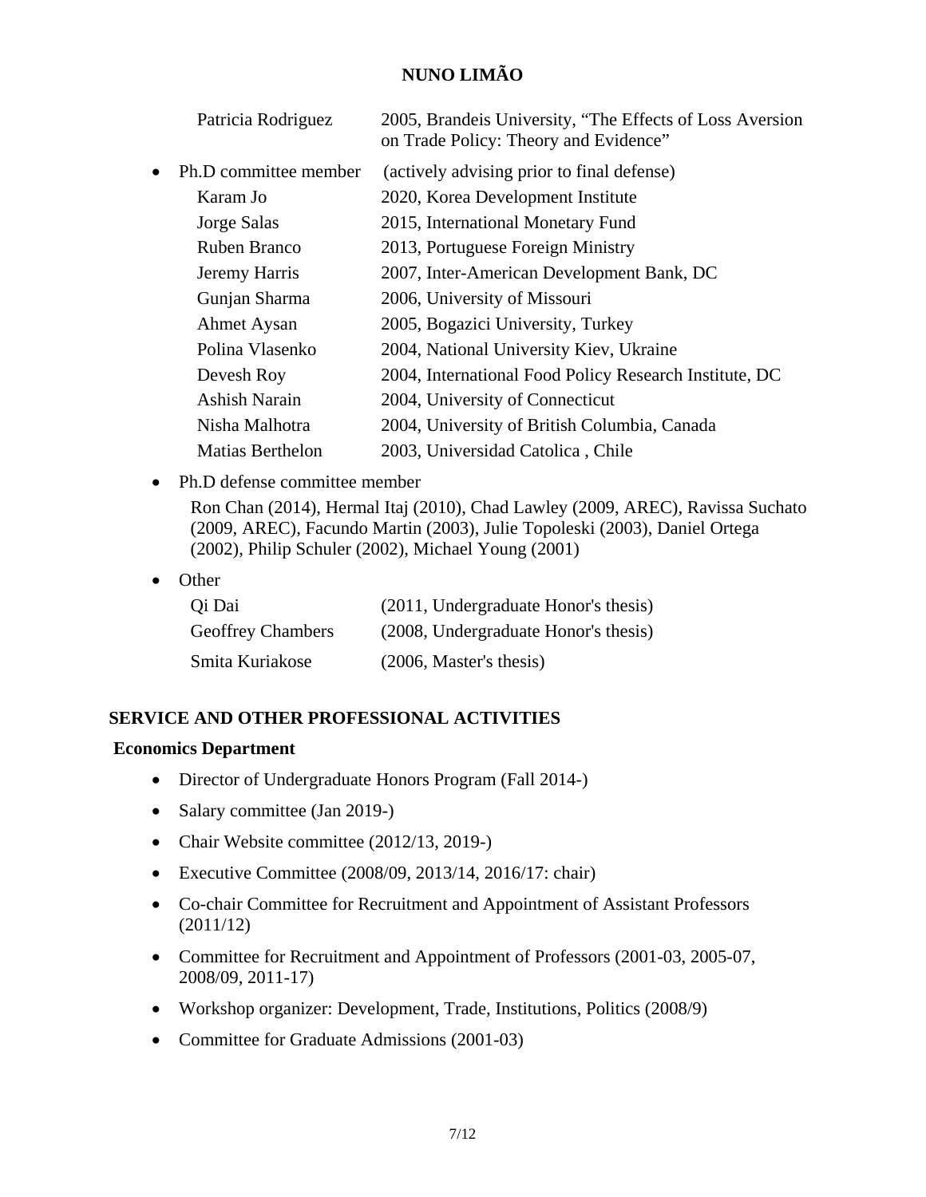| | |
|---|---|
| Patricia Rodriguez | 2005, Brandeis University, "The Effects of Loss Aversion on Trade Policy: Theory and Evidence" |

- Ph.D committee member (actively advising prior to final defense)

| | |
|---|---|
| Karam Jo | 2020, Korea Development Institute |
| Jorge Salas | 2015, International Monetary Fund |
| Ruben Branco | 2013, Portuguese Foreign Ministry |
| Jeremy Harris | 2007, Inter-American Development Bank, DC |
| Gunjan Sharma | 2006, University of Missouri |
| Ahmet Aysan | 2005, Bogazici University, Turkey |
| Polina Vlasenko | 2004, National University Kiev, Ukraine |
| Devesh Roy | 2004, International Food Policy Research Institute, DC |
| Ashish Narain | 2004, University of Connecticut |
| Nisha Malhotra | 2004, University of British Columbia, Canada |
| Matias Berthelon | 2003, Universidad Catolica , Chile |

- Ph.D defense committee member

  Ron Chan (2014), Hermal Itaj (2010), Chad Lawley (2009, AREC), Ravissa Suchato (2009, AREC), Facundo Martin (2003), Julie Topoleski (2003), Daniel Ortega (2002), Philip Schuler (2002), Michael Young (2001)

- Other

| | |
|---|---|
| Qi Dai | (2011, Undergraduate Honor's thesis) |
| Geoffrey Chambers | (2008, Undergraduate Honor's thesis) |
| Smita Kuriakose | (2006, Master's thesis) |

## SERVICE AND OTHER PROFESSIONAL ACTIVITIES

### Economics Department

- Director of Undergraduate Honors Program (Fall 2014-)
- Salary committee (Jan 2019-)
- Chair Website committee (2012/13, 2019-)
- Executive Committee (2008/09, 2013/14, 2016/17: chair)
- Co-chair Committee for Recruitment and Appointment of Assistant Professors (2011/12)
- Committee for Recruitment and Appointment of Professors (2001-03, 2005-07, 2008/09, 2011-17)
- Workshop organizer: Development, Trade, Institutions, Politics (2008/9)
- Committee for Graduate Admissions (2001-03)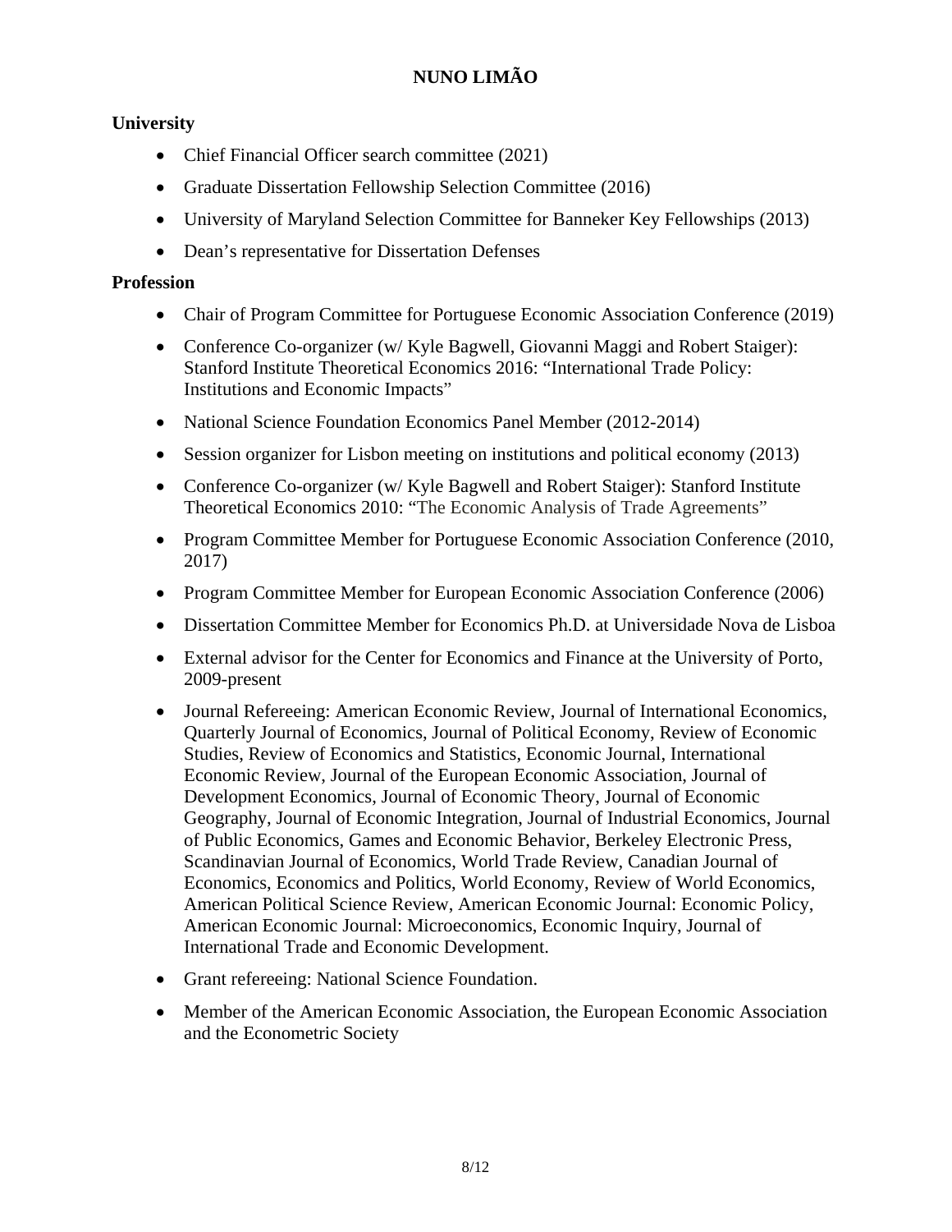**University**

- Chief Financial Officer search committee (2021)
- Graduate Dissertation Fellowship Selection Committee (2016)
- University of Maryland Selection Committee for Banneker Key Fellowships (2013)
- Dean's representative for Dissertation Defenses

**Profession**

- Chair of Program Committee for Portuguese Economic Association Conference (2019)
- Conference Co-organizer (w/ Kyle Bagwell, Giovanni Maggi and Robert Staiger): Stanford Institute Theoretical Economics 2016: "International Trade Policy: Institutions and Economic Impacts"
- National Science Foundation Economics Panel Member (2012-2014)
- Session organizer for Lisbon meeting on institutions and political economy (2013)
- Conference Co-organizer (w/ Kyle Bagwell and Robert Staiger): Stanford Institute Theoretical Economics 2010: "The Economic Analysis of Trade Agreements"
- Program Committee Member for Portuguese Economic Association Conference (2010, 2017)
- Program Committee Member for European Economic Association Conference (2006)
- Dissertation Committee Member for Economics Ph.D. at Universidade Nova de Lisboa
- External advisor for the Center for Economics and Finance at the University of Porto, 2009-present
- Journal Refereeing: American Economic Review, Journal of International Economics, Quarterly Journal of Economics, Journal of Political Economy, Review of Economic Studies, Review of Economics and Statistics, Economic Journal, International Economic Review, Journal of the European Economic Association, Journal of Development Economics, Journal of Economic Theory, Journal of Economic Geography, Journal of Economic Integration, Journal of Industrial Economics, Journal of Public Economics, Games and Economic Behavior, Berkeley Electronic Press, Scandinavian Journal of Economics, World Trade Review, Canadian Journal of Economics, Economics and Politics, World Economy, Review of World Economics, American Political Science Review, American Economic Journal: Economic Policy, American Economic Journal: Microeconomics, Economic Inquiry, Journal of International Trade and Economic Development.
- Grant refereeing: National Science Foundation.
- Member of the American Economic Association, the European Economic Association and the Econometric Society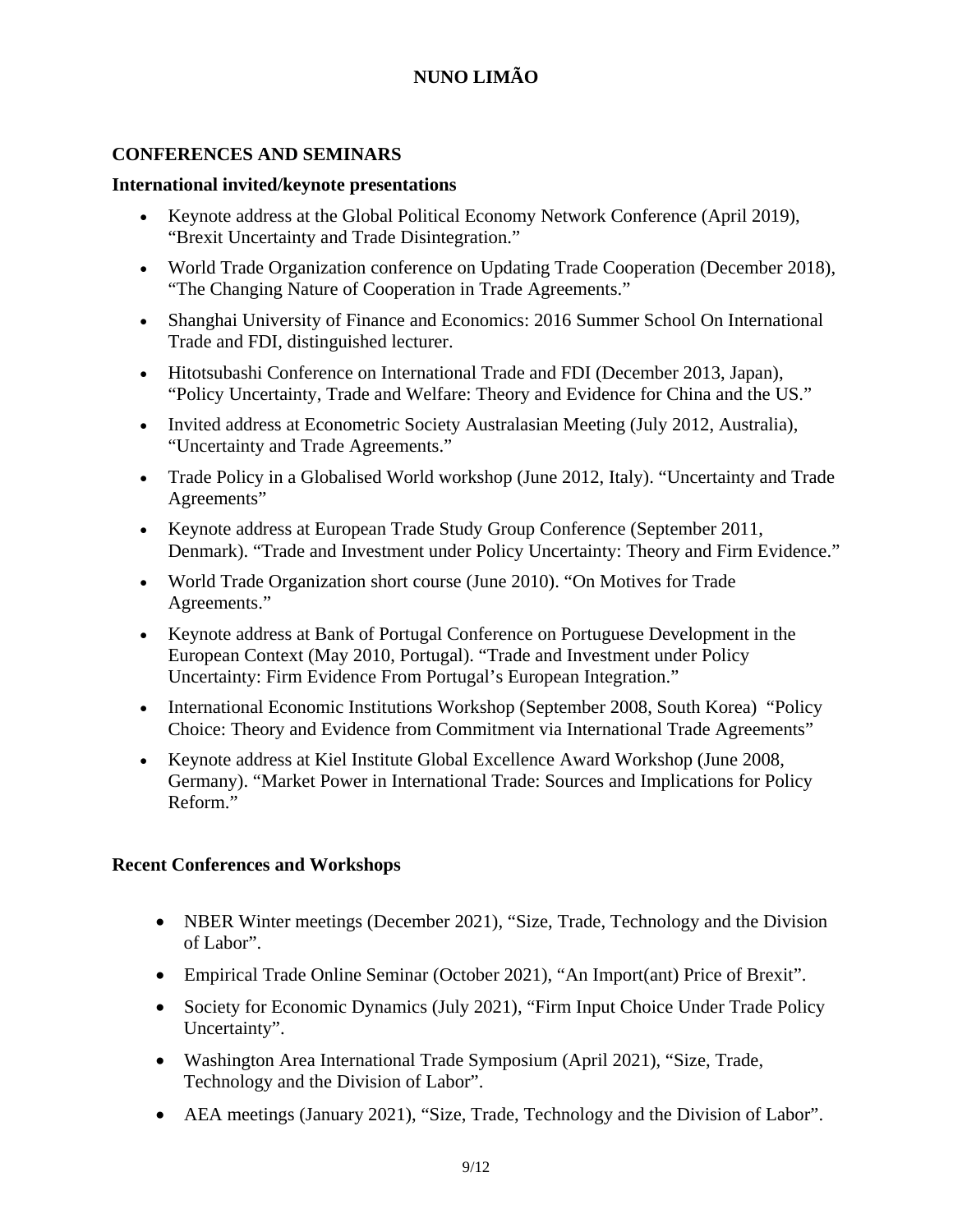## CONFERENCES AND SEMINARS

### International invited/keynote presentations

- Keynote address at the Global Political Economy Network Conference (April 2019), "Brexit Uncertainty and Trade Disintegration."
- World Trade Organization conference on Updating Trade Cooperation (December 2018), "The Changing Nature of Cooperation in Trade Agreements."
- Shanghai University of Finance and Economics: 2016 Summer School On International Trade and FDI, distinguished lecturer.
- Hitotsubashi Conference on International Trade and FDI (December 2013, Japan), "Policy Uncertainty, Trade and Welfare: Theory and Evidence for China and the US."
- Invited address at Econometric Society Australasian Meeting (July 2012, Australia), "Uncertainty and Trade Agreements."
- Trade Policy in a Globalised World workshop (June 2012, Italy). "Uncertainty and Trade Agreements"
- Keynote address at European Trade Study Group Conference (September 2011, Denmark). "Trade and Investment under Policy Uncertainty: Theory and Firm Evidence."
- World Trade Organization short course (June 2010). "On Motives for Trade Agreements."
- Keynote address at Bank of Portugal Conference on Portuguese Development in the European Context (May 2010, Portugal). "Trade and Investment under Policy Uncertainty: Firm Evidence From Portugal's European Integration."
- International Economic Institutions Workshop (September 2008, South Korea) "Policy Choice: Theory and Evidence from Commitment via International Trade Agreements"
- Keynote address at Kiel Institute Global Excellence Award Workshop (June 2008, Germany). "Market Power in International Trade: Sources and Implications for Policy Reform."

### Recent Conferences and Workshops

- NBER Winter meetings (December 2021), "Size, Trade, Technology and the Division of Labor".
- Empirical Trade Online Seminar (October 2021), "An Import(ant) Price of Brexit".
- Society for Economic Dynamics (July 2021), "Firm Input Choice Under Trade Policy Uncertainty".
- Washington Area International Trade Symposium (April 2021), "Size, Trade, Technology and the Division of Labor".
- AEA meetings (January 2021), "Size, Trade, Technology and the Division of Labor".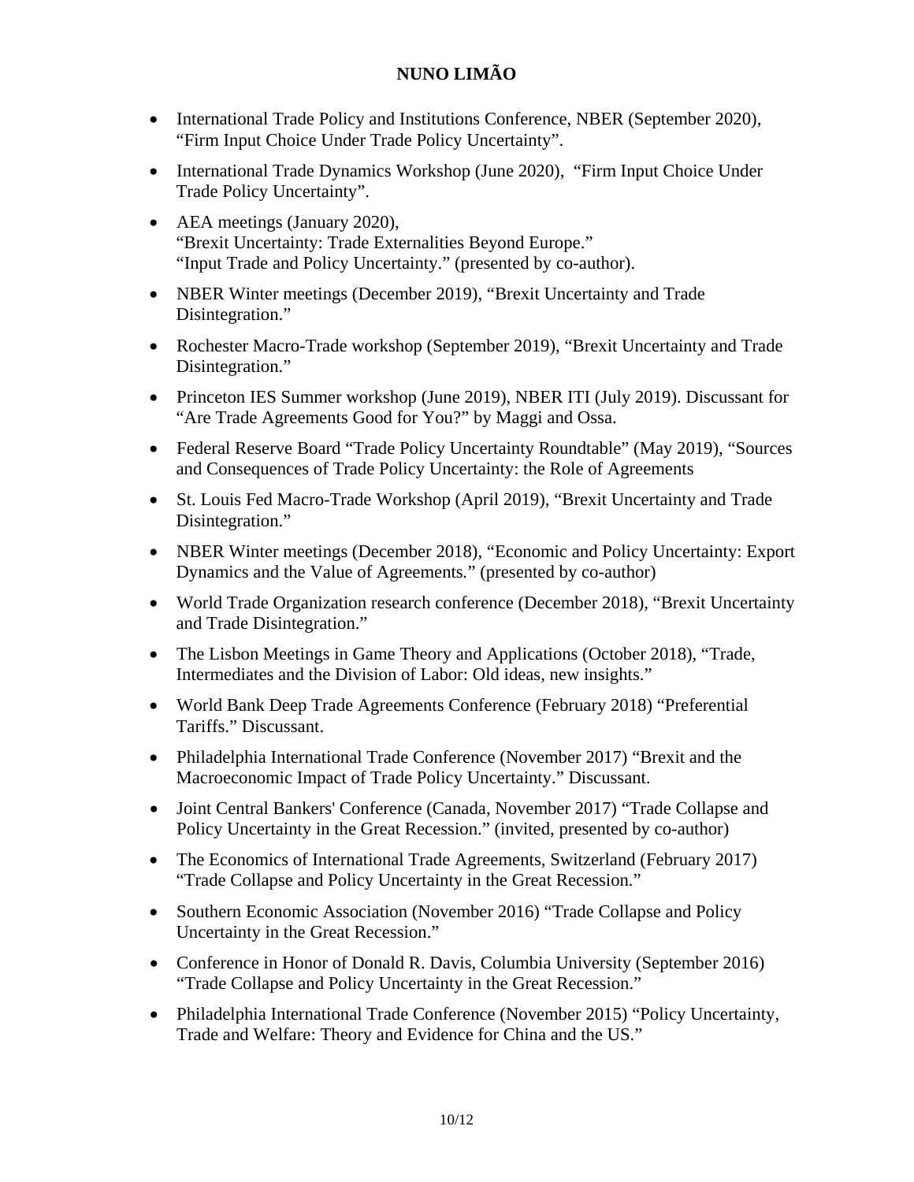- International Trade Policy and Institutions Conference, NBER (September 2020), "Firm Input Choice Under Trade Policy Uncertainty".
- International Trade Dynamics Workshop (June 2020), "Firm Input Choice Under Trade Policy Uncertainty".
- AEA meetings (January 2020),
  "Brexit Uncertainty: Trade Externalities Beyond Europe."
  "Input Trade and Policy Uncertainty." (presented by co-author).
- NBER Winter meetings (December 2019), "Brexit Uncertainty and Trade Disintegration."
- Rochester Macro-Trade workshop (September 2019), "Brexit Uncertainty and Trade Disintegration."
- Princeton IES Summer workshop (June 2019), NBER ITI (July 2019). Discussant for "Are Trade Agreements Good for You?" by Maggi and Ossa.
- Federal Reserve Board "Trade Policy Uncertainty Roundtable" (May 2019), "Sources and Consequences of Trade Policy Uncertainty: the Role of Agreements
- St. Louis Fed Macro-Trade Workshop (April 2019), "Brexit Uncertainty and Trade Disintegration."
- NBER Winter meetings (December 2018), "Economic and Policy Uncertainty: Export Dynamics and the Value of Agreements." (presented by co-author)
- World Trade Organization research conference (December 2018), "Brexit Uncertainty and Trade Disintegration."
- The Lisbon Meetings in Game Theory and Applications (October 2018), "Trade, Intermediates and the Division of Labor: Old ideas, new insights."
- World Bank Deep Trade Agreements Conference (February 2018) "Preferential Tariffs." Discussant.
- Philadelphia International Trade Conference (November 2017) "Brexit and the Macroeconomic Impact of Trade Policy Uncertainty." Discussant.
- Joint Central Bankers' Conference (Canada, November 2017) "Trade Collapse and Policy Uncertainty in the Great Recession." (invited, presented by co-author)
- The Economics of International Trade Agreements, Switzerland (February 2017) "Trade Collapse and Policy Uncertainty in the Great Recession."
- Southern Economic Association (November 2016) "Trade Collapse and Policy Uncertainty in the Great Recession."
- Conference in Honor of Donald R. Davis, Columbia University (September 2016) "Trade Collapse and Policy Uncertainty in the Great Recession."
- Philadelphia International Trade Conference (November 2015) "Policy Uncertainty, Trade and Welfare: Theory and Evidence for China and the US."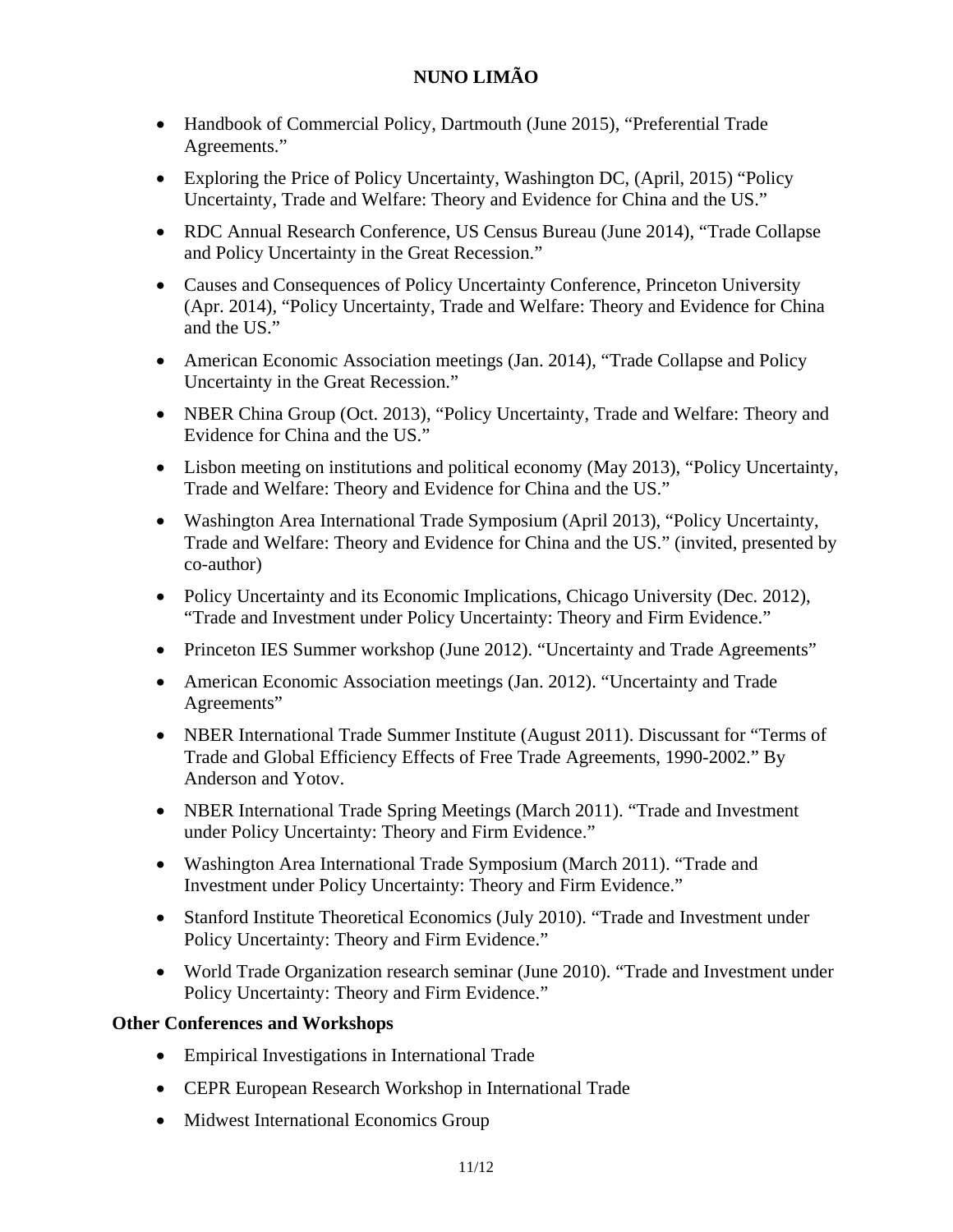- Handbook of Commercial Policy, Dartmouth (June 2015), "Preferential Trade Agreements."
- Exploring the Price of Policy Uncertainty, Washington DC, (April, 2015) "Policy Uncertainty, Trade and Welfare: Theory and Evidence for China and the US."
- RDC Annual Research Conference, US Census Bureau (June 2014), "Trade Collapse and Policy Uncertainty in the Great Recession."
- Causes and Consequences of Policy Uncertainty Conference, Princeton University (Apr. 2014), "Policy Uncertainty, Trade and Welfare: Theory and Evidence for China and the US."
- American Economic Association meetings (Jan. 2014), "Trade Collapse and Policy Uncertainty in the Great Recession."
- NBER China Group (Oct. 2013), "Policy Uncertainty, Trade and Welfare: Theory and Evidence for China and the US."
- Lisbon meeting on institutions and political economy (May 2013), "Policy Uncertainty, Trade and Welfare: Theory and Evidence for China and the US."
- Washington Area International Trade Symposium (April 2013), "Policy Uncertainty, Trade and Welfare: Theory and Evidence for China and the US." (invited, presented by co-author)
- Policy Uncertainty and its Economic Implications, Chicago University (Dec. 2012), "Trade and Investment under Policy Uncertainty: Theory and Firm Evidence."
- Princeton IES Summer workshop (June 2012). "Uncertainty and Trade Agreements"
- American Economic Association meetings (Jan. 2012). "Uncertainty and Trade Agreements"
- NBER International Trade Summer Institute (August 2011). Discussant for "Terms of Trade and Global Efficiency Effects of Free Trade Agreements, 1990-2002." By Anderson and Yotov.
- NBER International Trade Spring Meetings (March 2011). "Trade and Investment under Policy Uncertainty: Theory and Firm Evidence."
- Washington Area International Trade Symposium (March 2011). "Trade and Investment under Policy Uncertainty: Theory and Firm Evidence."
- Stanford Institute Theoretical Economics (July 2010). "Trade and Investment under Policy Uncertainty: Theory and Firm Evidence."
- World Trade Organization research seminar (June 2010). "Trade and Investment under Policy Uncertainty: Theory and Firm Evidence."

**Other Conferences and Workshops**

- Empirical Investigations in International Trade
- CEPR European Research Workshop in International Trade
- Midwest International Economics Group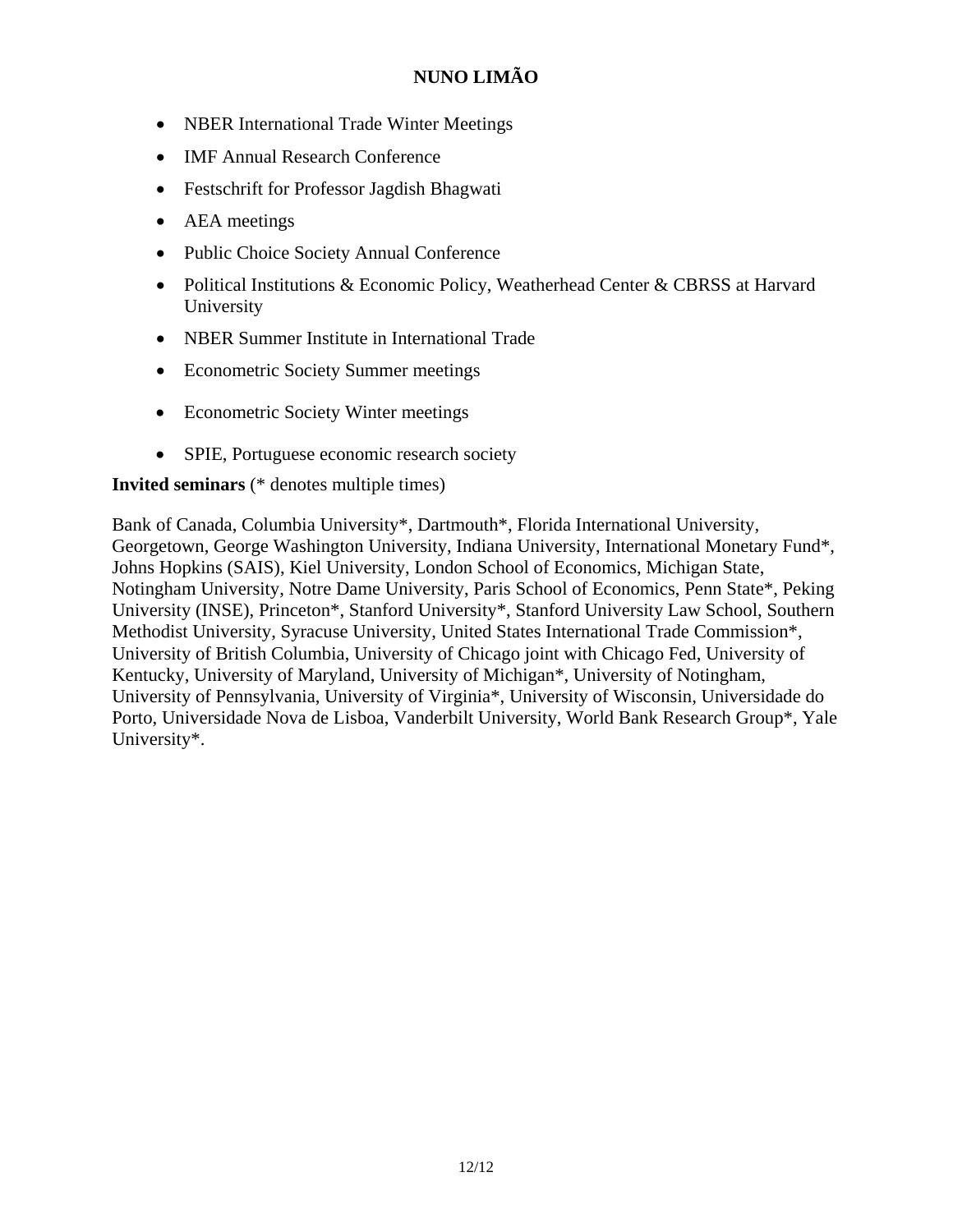- NBER International Trade Winter Meetings
- IMF Annual Research Conference
- Festschrift for Professor Jagdish Bhagwati
- AEA meetings
- Public Choice Society Annual Conference
- Political Institutions & Economic Policy, Weatherhead Center & CBRSS at Harvard University
- NBER Summer Institute in International Trade
- Econometric Society Summer meetings
- Econometric Society Winter meetings
- SPIE, Portuguese economic research society

**Invited seminars** (* denotes multiple times)

Bank of Canada, Columbia University*, Dartmouth*, Florida International University, Georgetown, George Washington University, Indiana University, International Monetary Fund*, Johns Hopkins (SAIS), Kiel University, London School of Economics, Michigan State, Notingham University, Notre Dame University, Paris School of Economics, Penn State*, Peking University (INSE), Princeton*, Stanford University*, Stanford University Law School, Southern Methodist University, Syracuse University, United States International Trade Commission*, University of British Columbia, University of Chicago joint with Chicago Fed, University of Kentucky, University of Maryland, University of Michigan*, University of Notingham, University of Pennsylvania, University of Virginia*, University of Wisconsin, Universidade do Porto, Universidade Nova de Lisboa, Vanderbilt University, World Bank Research Group*, Yale University*.